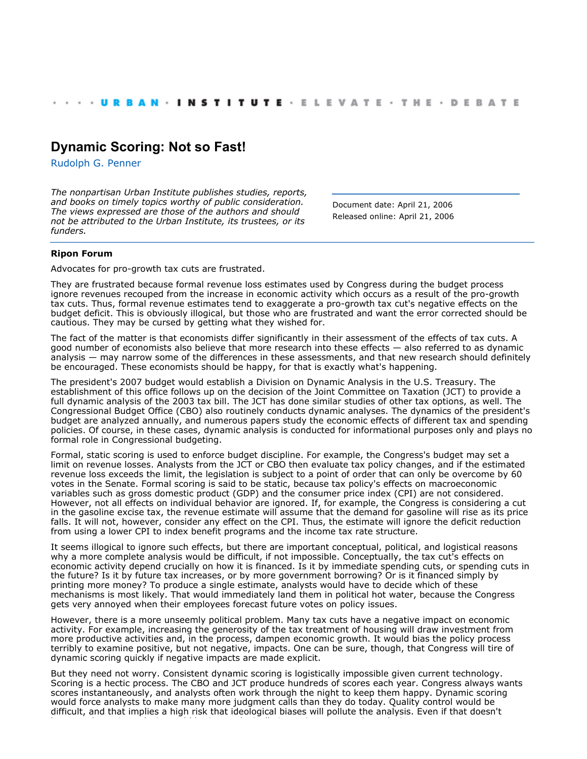URBAN INSTITUTE · ELEVATE · THE · DEBATE

# Dynamic Scoring: Not so Fast!

Rudolph G. Penner

*The nonpartisan Urban Institute publishes studies, reports, and books on timely topics worthy of public consideration. The views expressed are those of the authors and should not be attributed to the Urban Institute, its trustees, or its funders.*

Document date: April 21, 2006
Released online: April 21, 2006

**Ripon Forum**

Advocates for pro-growth tax cuts are frustrated.

They are frustrated because formal revenue loss estimates used by Congress during the budget process ignore revenues recouped from the increase in economic activity which occurs as a result of the pro-growth tax cuts. Thus, formal revenue estimates tend to exaggerate a pro-growth tax cut's negative effects on the budget deficit. This is obviously illogical, but those who are frustrated and want the error corrected should be cautious. They may be cursed by getting what they wished for.

The fact of the matter is that economists differ significantly in their assessment of the effects of tax cuts. A good number of economists also believe that more research into these effects — also referred to as dynamic analysis — may narrow some of the differences in these assessments, and that new research should definitely be encouraged. These economists should be happy, for that is exactly what's happening.

The president's 2007 budget would establish a Division on Dynamic Analysis in the U.S. Treasury. The establishment of this office follows up on the decision of the Joint Committee on Taxation (JCT) to provide a full dynamic analysis of the 2003 tax bill. The JCT has done similar studies of other tax options, as well. The Congressional Budget Office (CBO) also routinely conducts dynamic analyses. The dynamics of the president's budget are analyzed annually, and numerous papers study the economic effects of different tax and spending policies. Of course, in these cases, dynamic analysis is conducted for informational purposes only and plays no formal role in Congressional budgeting.

Formal, static scoring is used to enforce budget discipline. For example, the Congress's budget may set a limit on revenue losses. Analysts from the JCT or CBO then evaluate tax policy changes, and if the estimated revenue loss exceeds the limit, the legislation is subject to a point of order that can only be overcome by 60 votes in the Senate. Formal scoring is said to be static, because tax policy's effects on macroeconomic variables such as gross domestic product (GDP) and the consumer price index (CPI) are not considered. However, not all effects on individual behavior are ignored. If, for example, the Congress is considering a cut in the gasoline excise tax, the revenue estimate will assume that the demand for gasoline will rise as its price falls. It will not, however, consider any effect on the CPI. Thus, the estimate will ignore the deficit reduction from using a lower CPI to index benefit programs and the income tax rate structure.

It seems illogical to ignore such effects, but there are important conceptual, political, and logistical reasons why a more complete analysis would be difficult, if not impossible. Conceptually, the tax cut's effects on economic activity depend crucially on how it is financed. Is it by immediate spending cuts, or spending cuts in the future? Is it by future tax increases, or by more government borrowing? Or is it financed simply by printing more money? To produce a single estimate, analysts would have to decide which of these mechanisms is most likely. That would immediately land them in political hot water, because the Congress gets very annoyed when their employees forecast future votes on policy issues.

However, there is a more unseemly political problem. Many tax cuts have a negative impact on economic activity. For example, increasing the generosity of the tax treatment of housing will draw investment from more productive activities and, in the process, dampen economic growth. It would bias the policy process terribly to examine positive, but not negative, impacts. One can be sure, though, that Congress will tire of dynamic scoring quickly if negative impacts are made explicit.

But they need not worry. Consistent dynamic scoring is logistically impossible given current technology. Scoring is a hectic process. The CBO and JCT produce hundreds of scores each year. Congress always wants scores instantaneously, and analysts often work through the night to keep them happy. Dynamic scoring would force analysts to make many more judgment calls than they do today. Quality control would be difficult, and that implies a high risk that ideological biases will pollute the analysis. Even if that doesn't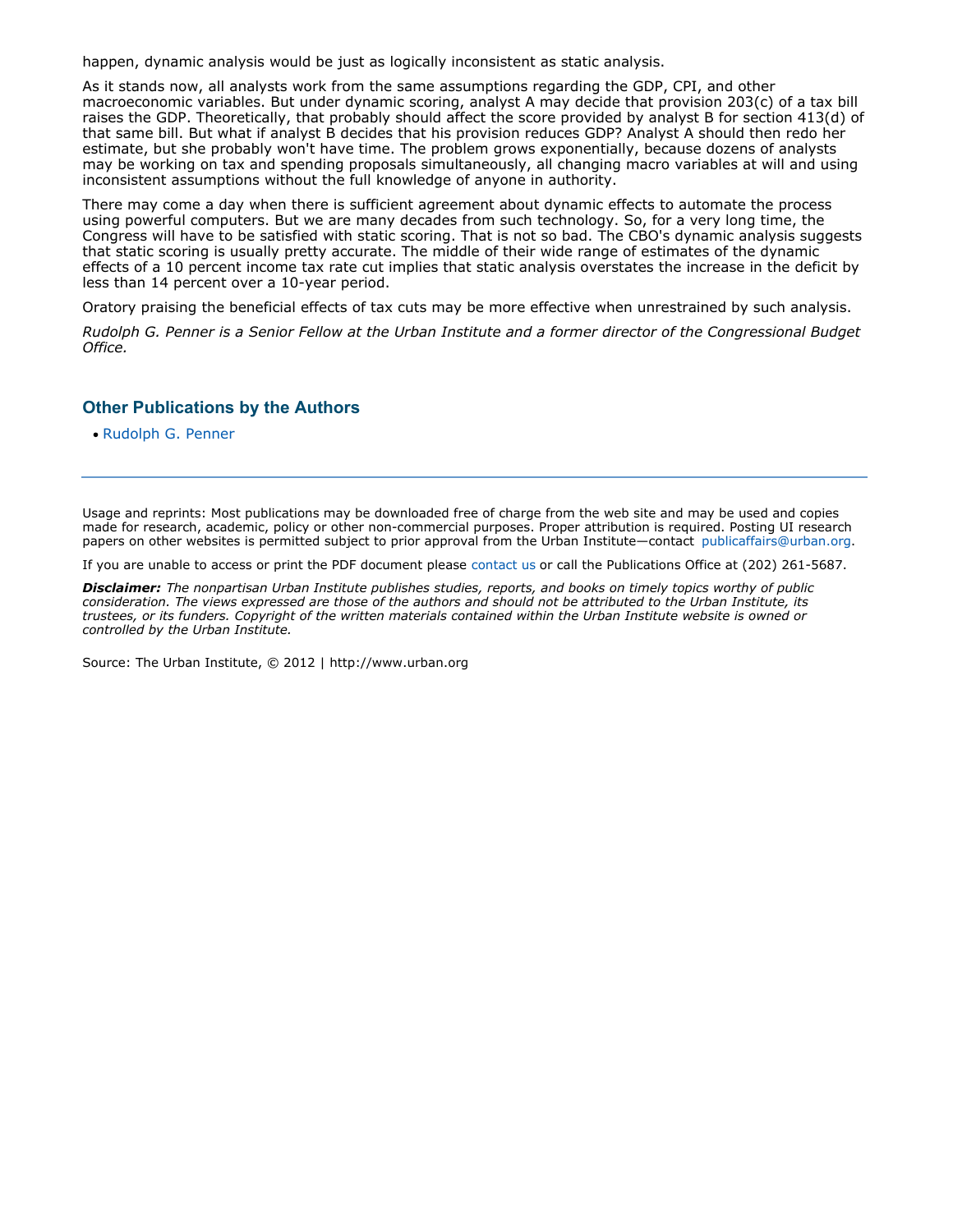happen, dynamic analysis would be just as logically inconsistent as static analysis.

As it stands now, all analysts work from the same assumptions regarding the GDP, CPI, and other macroeconomic variables. But under dynamic scoring, analyst A may decide that provision 203(c) of a tax bill raises the GDP. Theoretically, that probably should affect the score provided by analyst B for section 413(d) of that same bill. But what if analyst B decides that his provision reduces GDP? Analyst A should then redo her estimate, but she probably won't have time. The problem grows exponentially, because dozens of analysts may be working on tax and spending proposals simultaneously, all changing macro variables at will and using inconsistent assumptions without the full knowledge of anyone in authority.

There may come a day when there is sufficient agreement about dynamic effects to automate the process using powerful computers. But we are many decades from such technology. So, for a very long time, the Congress will have to be satisfied with static scoring. That is not so bad. The CBO's dynamic analysis suggests that static scoring is usually pretty accurate. The middle of their wide range of estimates of the dynamic effects of a 10 percent income tax rate cut implies that static analysis overstates the increase in the deficit by less than 14 percent over a 10-year period.

Oratory praising the beneficial effects of tax cuts may be more effective when unrestrained by such analysis.

*Rudolph G. Penner is a Senior Fellow at the Urban Institute and a former director of the Congressional Budget Office.*

## Other Publications by the Authors

- Rudolph G. Penner

---

Usage and reprints: Most publications may be downloaded free of charge from the web site and may be used and copies made for research, academic, policy or other non-commercial purposes. Proper attribution is required. Posting UI research papers on other websites is permitted subject to prior approval from the Urban Institute—contact publicaffairs@urban.org.

If you are unable to access or print the PDF document please contact us or call the Publications Office at (202) 261-5687.

***Disclaimer:*** *The nonpartisan Urban Institute publishes studies, reports, and books on timely topics worthy of public consideration. The views expressed are those of the authors and should not be attributed to the Urban Institute, its trustees, or its funders. Copyright of the written materials contained within the Urban Institute website is owned or controlled by the Urban Institute.*

Source: The Urban Institute, © 2012 | http://www.urban.org